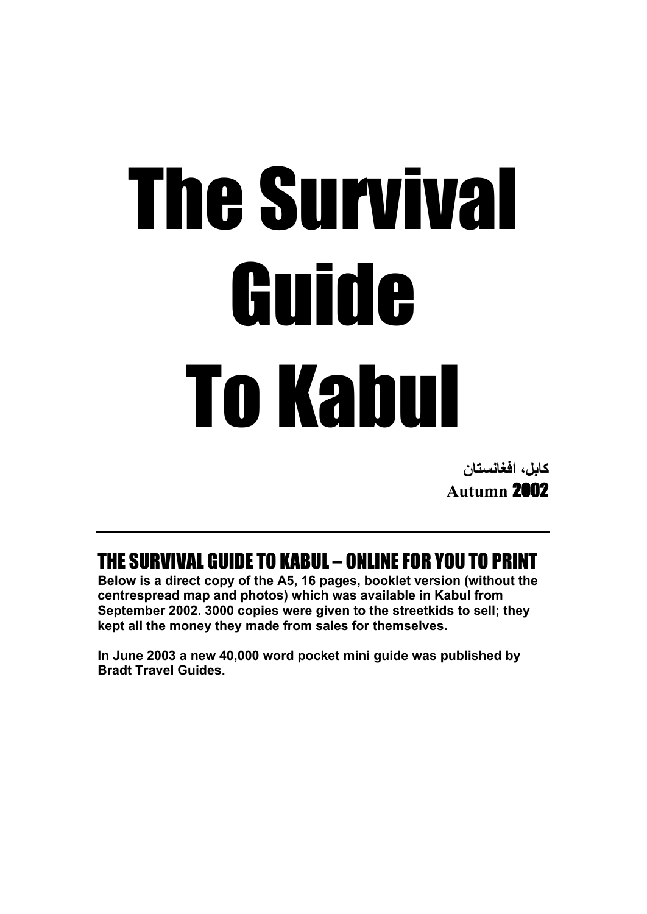# The Survival Guide To Kabul

**کابل، افغانستان**
**Autumn 2002**

---

## THE SURVIVAL GUIDE TO KABUL – ONLINE FOR YOU TO PRINT

**Below is a direct copy of the A5, 16 pages, booklet version (without the centrespread map and photos) which was available in Kabul from September 2002. 3000 copies were given to the streetkids to sell; they kept all the money they made from sales for themselves.**

**In June 2003 a new 40,000 word pocket mini guide was published by Bradt Travel Guides.**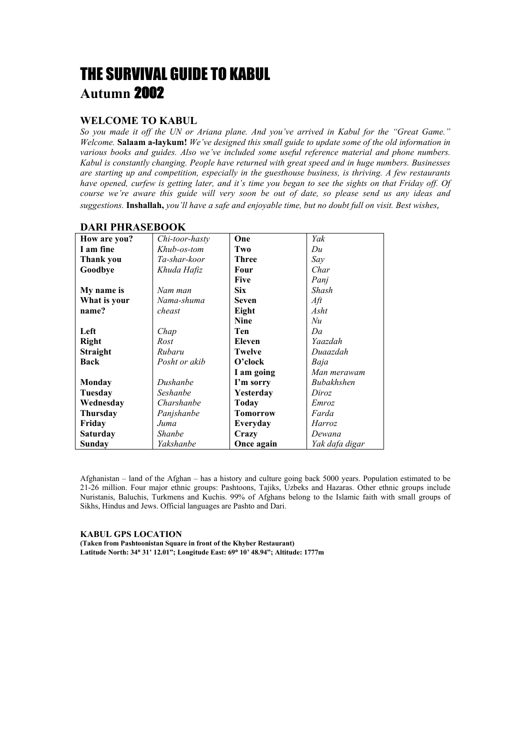# THE SURVIVAL GUIDE TO KABUL

## Autumn 2002

### WELCOME TO KABUL

*So you made it off the UN or Ariana plane. And you've arrived in Kabul for the "Great Game." Welcome.* **Salaam a-laykum!** *We've designed this small guide to update some of the old information in various books and guides. Also we've included some useful reference material and phone numbers. Kabul is constantly changing. People have returned with great speed and in huge numbers. Businesses are starting up and competition, especially in the guesthouse business, is thriving. A few restaurants have opened, curfew is getting later, and it's time you began to see the sights on that Friday off. Of course we're aware this guide will very soon be out of date, so please send us any ideas and suggestions.* **Inshallah,** *you'll have a safe and enjoyable time, but no doubt full on visit. Best wishes,*

### DARI PHRASEBOOK

| | | | |
|---|---|---|---|
| **How are you?** | *Chi-toor-hasty* | **One** | *Yak* |
| **I am fine** | *Khub-os-tom* | **Two** | *Du* |
| **Thank you** | *Ta-shar-koor* | **Three** | *Say* |
| **Goodbye** | *Khuda Hafiz* | **Four** | *Char* |
| | | **Five** | *Panj* |
| **My name is** | *Nam man* | **Six** | *Shash* |
| **What is your name?** | *Nama-shuma cheast* | **Seven** | *Aft* |
| | | **Eight** | *Asht* |
| | | **Nine** | *Nu* |
| **Left** | *Chap* | **Ten** | *Da* |
| **Right** | *Rost* | **Eleven** | *Yaazdah* |
| **Straight** | *Rubaru* | **Twelve** | *Duaazdah* |
| **Back** | *Posht or akib* | **O'clock** | *Baja* |
| | | **I am going** | *Man merawam* |
| **Monday** | *Dushanbe* | **I'm sorry** | *Bubakhshen* |
| **Tuesday** | *Seshanbe* | **Yesterday** | *Diroz* |
| **Wednesday** | *Charshanbe* | **Today** | *Emroz* |
| **Thursday** | *Panjshanbe* | **Tomorrow** | *Farda* |
| **Friday** | *Juma* | **Everyday** | *Harroz* |
| **Saturday** | *Shanbe* | **Crazy** | *Dewana* |
| **Sunday** | *Yakshanbe* | **Once again** | *Yak dafa digar* |

Afghanistan – land of the Afghan – has a history and culture going back 5000 years. Population estimated to be 21-26 million. Four major ethnic groups: Pashtoons, Tajiks, Uzbeks and Hazaras. Other ethnic groups include Nuristanis, Baluchis, Turkmens and Kuchis. 99% of Afghans belong to the Islamic faith with small groups of Sikhs, Hindus and Jews. Official languages are Pashto and Dari.

**KABUL GPS LOCATION**

**(Taken from Pashtoonistan Square in front of the Khyber Restaurant)**

**Latitude North: 34° 31' 12.01"; Longitude East: 69° 10' 48.94"; Altitude: 1777m**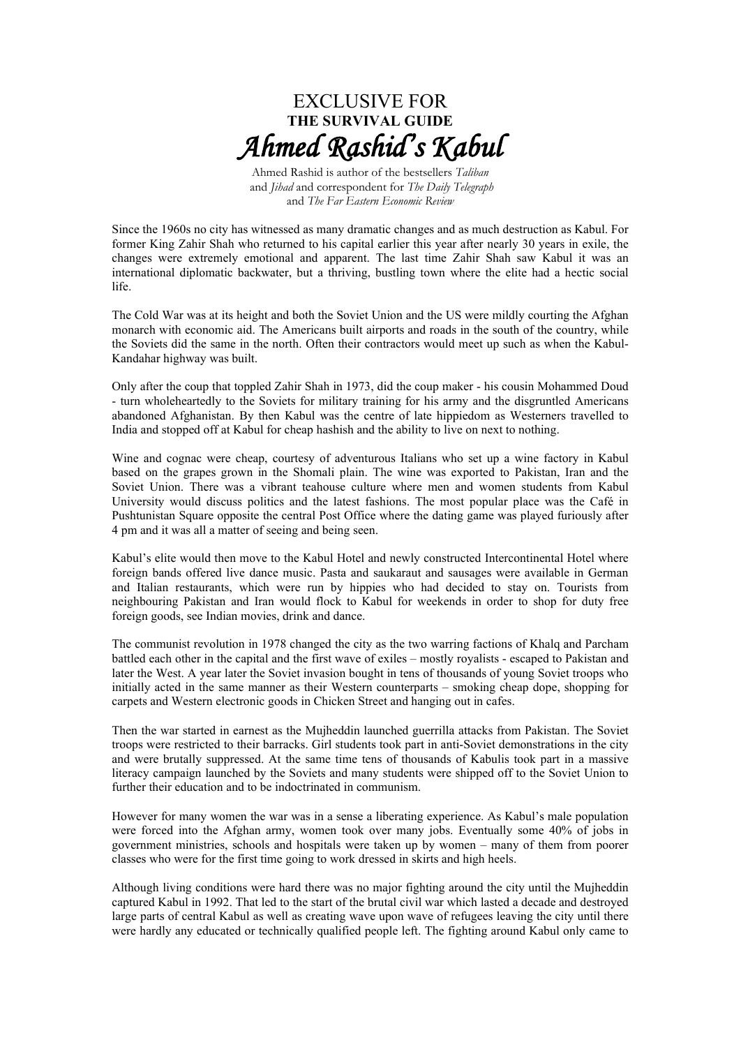# EXCLUSIVE FOR
## THE SURVIVAL GUIDE
# *Ahmed Rashid's Kabul*

Ahmed Rashid is author of the bestsellers *Taliban* and *Jihad* and correspondent for *The Daily Telegraph* and *The Far Eastern Economic Review*

Since the 1960s no city has witnessed as many dramatic changes and as much destruction as Kabul. For former King Zahir Shah who returned to his capital earlier this year after nearly 30 years in exile, the changes were extremely emotional and apparent. The last time Zahir Shah saw Kabul it was an international diplomatic backwater, but a thriving, bustling town where the elite had a hectic social life.

The Cold War was at its height and both the Soviet Union and the US were mildly courting the Afghan monarch with economic aid. The Americans built airports and roads in the south of the country, while the Soviets did the same in the north. Often their contractors would meet up such as when the Kabul-Kandahar highway was built.

Only after the coup that toppled Zahir Shah in 1973, did the coup maker - his cousin Mohammed Doud - turn wholeheartedly to the Soviets for military training for his army and the disgruntled Americans abandoned Afghanistan. By then Kabul was the centre of late hippiedom as Westerners travelled to India and stopped off at Kabul for cheap hashish and the ability to live on next to nothing.

Wine and cognac were cheap, courtesy of adventurous Italians who set up a wine factory in Kabul based on the grapes grown in the Shomali plain. The wine was exported to Pakistan, Iran and the Soviet Union. There was a vibrant teahouse culture where men and women students from Kabul University would discuss politics and the latest fashions. The most popular place was the Café in Pushtunistan Square opposite the central Post Office where the dating game was played furiously after 4 pm and it was all a matter of seeing and being seen.

Kabul's elite would then move to the Kabul Hotel and newly constructed Intercontinental Hotel where foreign bands offered live dance music. Pasta and saukaraut and sausages were available in German and Italian restaurants, which were run by hippies who had decided to stay on. Tourists from neighbouring Pakistan and Iran would flock to Kabul for weekends in order to shop for duty free foreign goods, see Indian movies, drink and dance.

The communist revolution in 1978 changed the city as the two warring factions of Khalq and Parcham battled each other in the capital and the first wave of exiles – mostly royalists - escaped to Pakistan and later the West. A year later the Soviet invasion bought in tens of thousands of young Soviet troops who initially acted in the same manner as their Western counterparts – smoking cheap dope, shopping for carpets and Western electronic goods in Chicken Street and hanging out in cafes.

Then the war started in earnest as the Mujheddin launched guerrilla attacks from Pakistan. The Soviet troops were restricted to their barracks. Girl students took part in anti-Soviet demonstrations in the city and were brutally suppressed. At the same time tens of thousands of Kabulis took part in a massive literacy campaign launched by the Soviets and many students were shipped off to the Soviet Union to further their education and to be indoctrinated in communism.

However for many women the war was in a sense a liberating experience. As Kabul's male population were forced into the Afghan army, women took over many jobs. Eventually some 40% of jobs in government ministries, schools and hospitals were taken up by women – many of them from poorer classes who were for the first time going to work dressed in skirts and high heels.

Although living conditions were hard there was no major fighting around the city until the Mujheddin captured Kabul in 1992. That led to the start of the brutal civil war which lasted a decade and destroyed large parts of central Kabul as well as creating wave upon wave of refugees leaving the city until there were hardly any educated or technically qualified people left. The fighting around Kabul only came to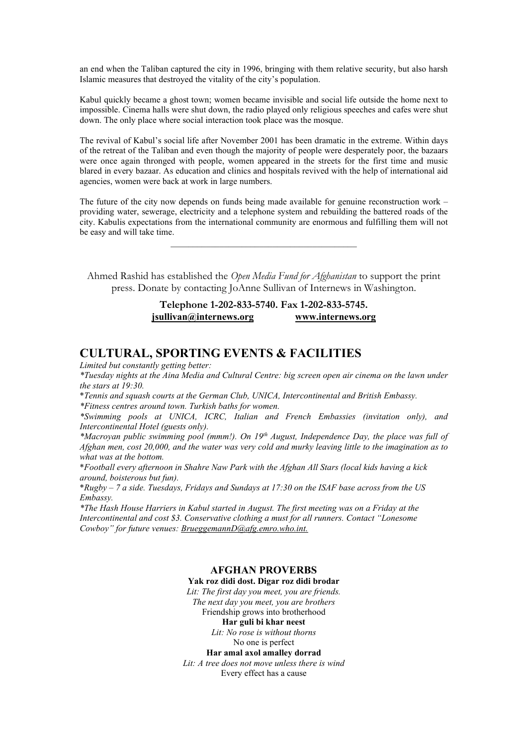an end when the Taliban captured the city in 1996, bringing with them relative security, but also harsh Islamic measures that destroyed the vitality of the city's population.

Kabul quickly became a ghost town; women became invisible and social life outside the home next to impossible. Cinema halls were shut down, the radio played only religious speeches and cafes were shut down. The only place where social interaction took place was the mosque.

The revival of Kabul's social life after November 2001 has been dramatic in the extreme. Within days of the retreat of the Taliban and even though the majority of people were desperately poor, the bazaars were once again thronged with people, women appeared in the streets for the first time and music blared in every bazaar. As education and clinics and hospitals revived with the help of international aid agencies, women were back at work in large numbers.

The future of the city now depends on funds being made available for genuine reconstruction work – providing water, sewerage, electricity and a telephone system and rebuilding the battered roads of the city. Kabulis expectations from the international community are enormous and fulfilling them will not be easy and will take time.

---

Ahmed Rashid has established the *Open Media Fund for Afghanistan* to support the print press. Donate by contacting JoAnne Sullivan of Internews in Washington.

**Telephone 1-202-833-5740. Fax 1-202-833-5745.**
**jsullivan@internews.org** **www.internews.org**

## CULTURAL, SPORTING EVENTS & FACILITIES

*Limited but constantly getting better:*

*\*Tuesday nights at the Aina Media and Cultural Centre: big screen open air cinema on the lawn under the stars at 19:30.*

*\*Tennis and squash courts at the German Club, UNICA, Intercontinental and British Embassy.*

*\*Fitness centres around town. Turkish baths for women.*

*\*Swimming pools at UNICA, ICRC, Italian and French Embassies (invitation only), and Intercontinental Hotel (guests only).*

*\*Macroyan public swimming pool (mmm!). On 19th August, Independence Day, the place was full of Afghan men, cost 20,000, and the water was very cold and murky leaving little to the imagination as to what was at the bottom.*

*\*Football every afternoon in Shahre Naw Park with the Afghan All Stars (local kids having a kick around, boisterous but fun).*

*\*Rugby – 7 a side. Tuesdays, Fridays and Sundays at 17:30 on the ISAF base across from the US Embassy.*

*\*The Hash House Harriers in Kabul started in August. The first meeting was on a Friday at the Intercontinental and cost $3. Conservative clothing a must for all runners. Contact "Lonesome Cowboy" for future venues: BrueggemannD@afg.emro.who.int.*

### AFGHAN PROVERBS

**Yak roz didi dost. Digar roz didi brodar**
*Lit: The first day you meet, you are friends.*
*The next day you meet, you are brothers*
Friendship grows into brotherhood

**Har guli bi khar neest**
*Lit: No rose is without thorns*
No one is perfect

**Har amal axol amalley dorrad**
*Lit: A tree does not move unless there is wind*
Every effect has a cause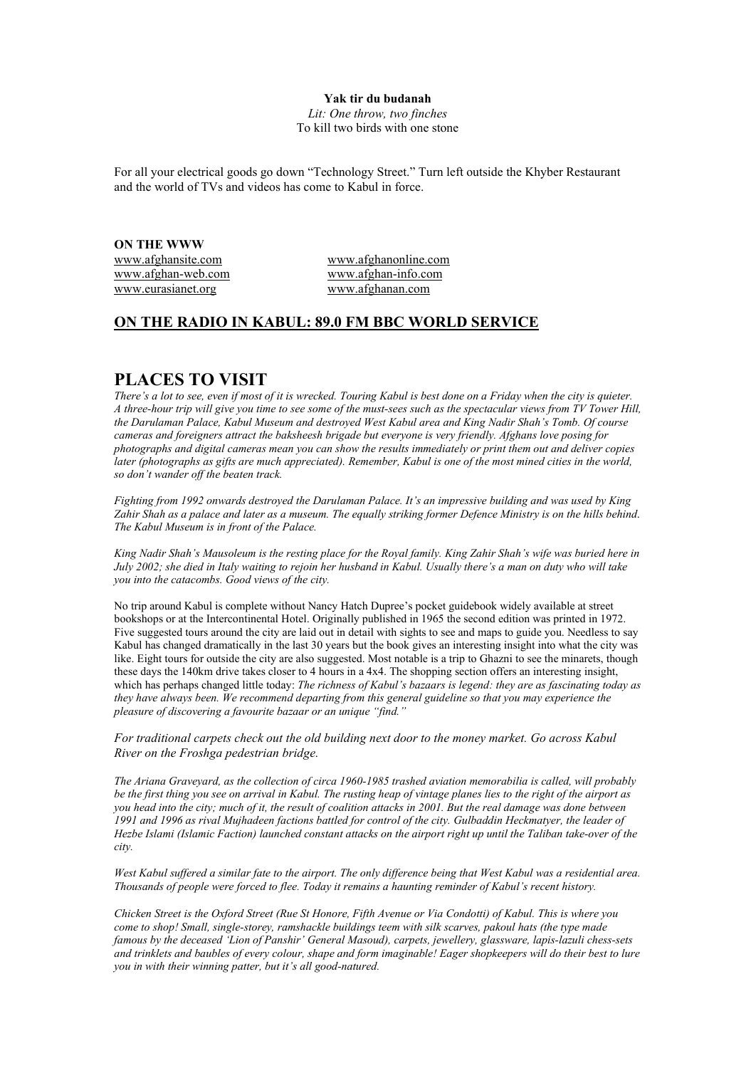**Yak tir du budanah**

*Lit: One throw, two finches*

To kill two birds with one stone

For all your electrical goods go down "Technology Street." Turn left outside the Khyber Restaurant and the world of TVs and videos has come to Kabul in force.

**ON THE WWW**

www.afghansite.com
www.afghanonline.com
www.afghan-web.com
www.afghan-info.com
www.eurasianet.org
www.afghanan.com

## ON THE RADIO IN KABUL: 89.0 FM BBC WORLD SERVICE

# PLACES TO VISIT

*There's a lot to see, even if most of it is wrecked. Touring Kabul is best done on a Friday when the city is quieter. A three-hour trip will give you time to see some of the must-sees such as the spectacular views from TV Tower Hill, the Darulaman Palace, Kabul Museum and destroyed West Kabul area and King Nadir Shah's Tomb. Of course cameras and foreigners attract the baksheesh brigade but everyone is very friendly. Afghans love posing for photographs and digital cameras mean you can show the results immediately or print them out and deliver copies later (photographs as gifts are much appreciated). Remember, Kabul is one of the most mined cities in the world, so don't wander off the beaten track.*

*Fighting from 1992 onwards destroyed the Darulaman Palace. It's an impressive building and was used by King Zahir Shah as a palace and later as a museum. The equally striking former Defence Ministry is on the hills behind. The Kabul Museum is in front of the Palace.*

*King Nadir Shah's Mausoleum is the resting place for the Royal family. King Zahir Shah's wife was buried here in July 2002; she died in Italy waiting to rejoin her husband in Kabul. Usually there's a man on duty who will take you into the catacombs. Good views of the city.*

No trip around Kabul is complete without Nancy Hatch Dupree's pocket guidebook widely available at street bookshops or at the Intercontinental Hotel. Originally published in 1965 the second edition was printed in 1972. Five suggested tours around the city are laid out in detail with sights to see and maps to guide you. Needless to say Kabul has changed dramatically in the last 30 years but the book gives an interesting insight into what the city was like. Eight tours for outside the city are also suggested. Most notable is a trip to Ghazni to see the minarets, though these days the 140km drive takes closer to 4 hours in a 4x4. The shopping section offers an interesting insight, which has perhaps changed little today: *The richness of Kabul's bazaars is legend: they are as fascinating today as they have always been. We recommend departing from this general guideline so that you may experience the pleasure of discovering a favourite bazaar or an unique "find."*

*For traditional carpets check out the old building next door to the money market. Go across Kabul River on the Froshga pedestrian bridge.*

*The Ariana Graveyard, as the collection of circa 1960-1985 trashed aviation memorabilia is called, will probably be the first thing you see on arrival in Kabul. The rusting heap of vintage planes lies to the right of the airport as you head into the city; much of it, the result of coalition attacks in 2001. But the real damage was done between 1991 and 1996 as rival Mujhadeen factions battled for control of the city. Gulbaddin Heckmatyer, the leader of Hezbe Islami (Islamic Faction) launched constant attacks on the airport right up until the Taliban take-over of the city.*

*West Kabul suffered a similar fate to the airport. The only difference being that West Kabul was a residential area. Thousands of people were forced to flee. Today it remains a haunting reminder of Kabul's recent history.*

*Chicken Street is the Oxford Street (Rue St Honore, Fifth Avenue or Via Condotti) of Kabul. This is where you come to shop! Small, single-storey, ramshackle buildings teem with silk scarves, pakoul hats (the type made famous by the deceased 'Lion of Panshir' General Masoud), carpets, jewellery, glassware, lapis-lazuli chess-sets and trinklets and baubles of every colour, shape and form imaginable! Eager shopkeepers will do their best to lure you in with their winning patter, but it's all good-natured.*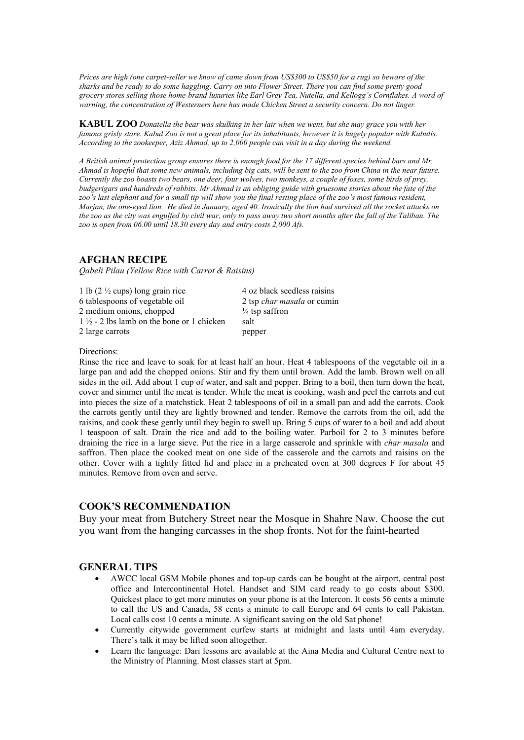*Prices are high (one carpet-seller we know of came down from US$300 to US$50 for a rug) so beware of the sharks and be ready to do some haggling. Carry on into Flower Street. There you can find some pretty good grocery stores selling those home-brand luxuries like Earl Grey Tea, Nutella, and Kellogg's Cornflakes. A word of warning, the concentration of Westerners here has made Chicken Street a security concern. Do not linger.*

**KABUL ZOO** *Donatella the bear was skulking in her lair when we went, but she may grace you with her famous grisly stare. Kabul Zoo is not a great place for its inhabitants, however it is hugely popular with Kabulis. According to the zookeeper, Aziz Ahmad, up to 2,000 people can visit in a day during the weekend.*

*A British animal protection group ensures there is enough food for the 17 different species behind bars and Mr Ahmad is hopeful that some new animals, including big cats, will be sent to the zoo from China in the near future. Currently the zoo boasts two bears, one deer, four wolves, two monkeys, a couple of foxes, some birds of prey, budgerigars and hundreds of rabbits. Mr Ahmad is an obliging guide with gruesome stories about the fate of the zoo's last elephant and for a small tip will show you the final resting place of the zoo's most famous resident, Marjan, the one-eyed lion. He died in January, aged 40. Ironically the lion had survived all the rocket attacks on the zoo as the city was engulfed by civil war, only to pass away two short months after the fall of the Taliban. The zoo is open from 06.00 until 18.30 every day and entry costs 2,000 Afs.*

## AFGHAN RECIPE

*Qabeli Pilau (Yellow Rice with Carrot & Raisins)*

- 1 lb (2 ½ cups) long grain rice
- 6 tablespoons of vegetable oil
- 2 medium onions, chopped
- 1 ½ - 2 lbs lamb on the bone or 1 chicken
- 2 large carrots
- 4 oz black seedless raisins
- 2 tsp *char masala* or cumin
- ¼ tsp saffron
- salt
- pepper

Directions:

Rinse the rice and leave to soak for at least half an hour. Heat 4 tablespoons of the vegetable oil in a large pan and add the chopped onions. Stir and fry them until brown. Add the lamb. Brown well on all sides in the oil. Add about 1 cup of water, and salt and pepper. Bring to a boil, then turn down the heat, cover and simmer until the meat is tender. While the meat is cooking, wash and peel the carrots and cut into pieces the size of a matchstick. Heat 2 tablespoons of oil in a small pan and add the carrots. Cook the carrots gently until they are lightly browned and tender. Remove the carrots from the oil, add the raisins, and cook these gently until they begin to swell up. Bring 5 cups of water to a boil and add about 1 teaspoon of salt. Drain the rice and add to the boiling water. Parboil for 2 to 3 minutes before draining the rice in a large sieve. Put the rice in a large casserole and sprinkle with *char masala* and saffron. Then place the cooked meat on one side of the casserole and the carrots and raisins on the other. Cover with a tightly fitted lid and place in a preheated oven at 300 degrees F for about 45 minutes. Remove from oven and serve.

## COOK'S RECOMMENDATION

Buy your meat from Butchery Street near the Mosque in Shahre Naw. Choose the cut you want from the hanging carcasses in the shop fronts. Not for the faint-hearted

## GENERAL TIPS

- AWCC local GSM Mobile phones and top-up cards can be bought at the airport, central post office and Intercontinental Hotel. Handset and SIM card ready to go costs about $300. Quickest place to get more minutes on your phone is at the Intercon. It costs 56 cents a minute to call the US and Canada, 58 cents a minute to call Europe and 64 cents to call Pakistan. Local calls cost 10 cents a minute. A significant saving on the old Sat phone!
- Currently citywide government curfew starts at midnight and lasts until 4am everyday. There's talk it may be lifted soon altogether.
- Learn the language: Dari lessons are available at the Aina Media and Cultural Centre next to the Ministry of Planning. Most classes start at 5pm.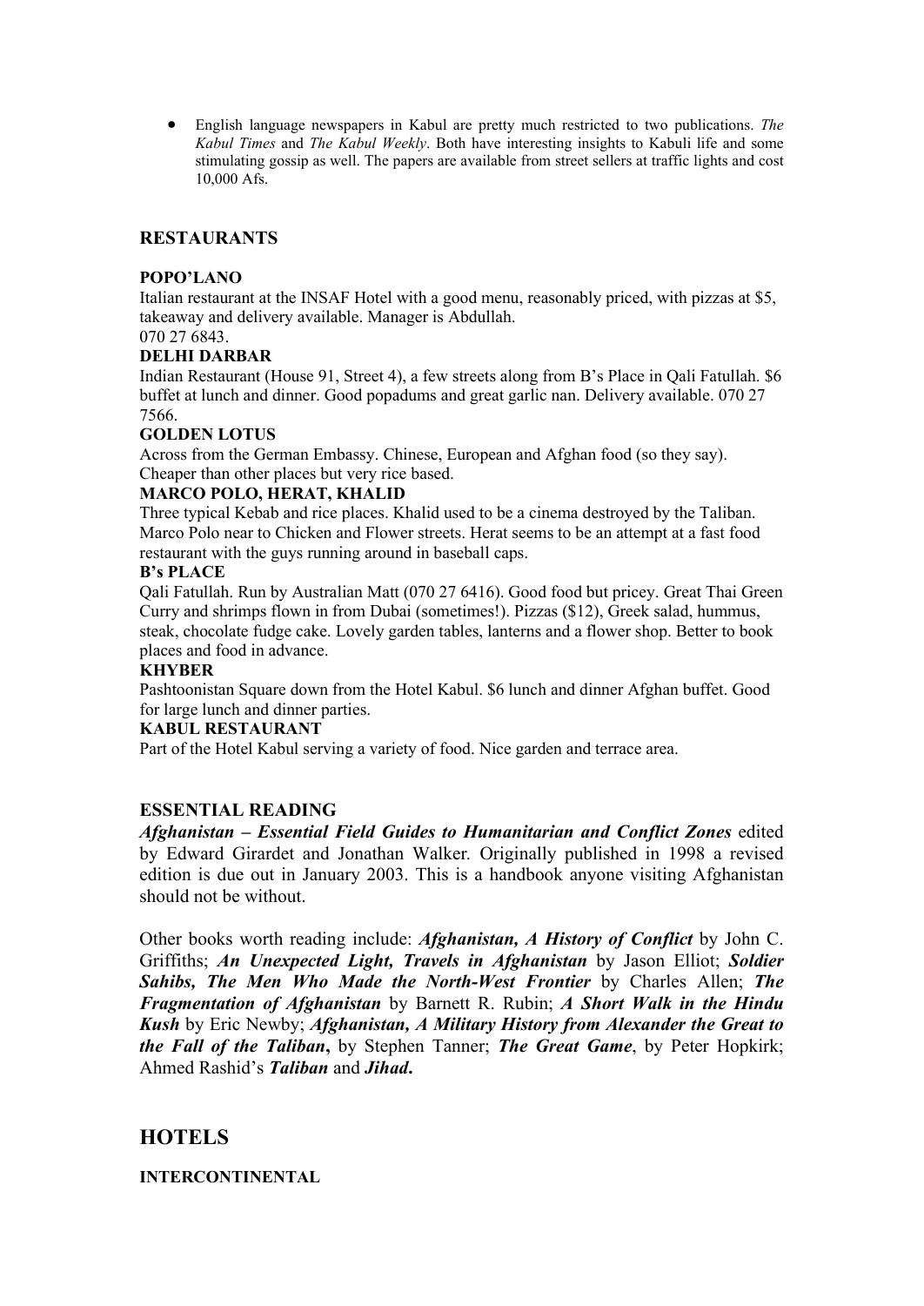- English language newspapers in Kabul are pretty much restricted to two publications. *The Kabul Times* and *The Kabul Weekly*. Both have interesting insights to Kabuli life and some stimulating gossip as well. The papers are available from street sellers at traffic lights and cost 10,000 Afs.

## RESTAURANTS

**POPO'LANO**

Italian restaurant at the INSAF Hotel with a good menu, reasonably priced, with pizzas at $5, takeaway and delivery available. Manager is Abdullah.
070 27 6843.

**DELHI DARBAR**

Indian Restaurant (House 91, Street 4), a few streets along from B's Place in Qali Fatullah. $6 buffet at lunch and dinner. Good popadums and great garlic nan. Delivery available. 070 27 7566.

**GOLDEN LOTUS**

Across from the German Embassy. Chinese, European and Afghan food (so they say). Cheaper than other places but very rice based.

**MARCO POLO, HERAT, KHALID**

Three typical Kebab and rice places. Khalid used to be a cinema destroyed by the Taliban. Marco Polo near to Chicken and Flower streets. Herat seems to be an attempt at a fast food restaurant with the guys running around in baseball caps.

**B's PLACE**

Qali Fatullah. Run by Australian Matt (070 27 6416). Good food but pricey. Great Thai Green Curry and shrimps flown in from Dubai (sometimes!). Pizzas ($12), Greek salad, hummus, steak, chocolate fudge cake. Lovely garden tables, lanterns and a flower shop. Better to book places and food in advance.

**KHYBER**

Pashtoonistan Square down from the Hotel Kabul. $6 lunch and dinner Afghan buffet. Good for large lunch and dinner parties.

**KABUL RESTAURANT**

Part of the Hotel Kabul serving a variety of food. Nice garden and terrace area.

## ESSENTIAL READING

***Afghanistan – Essential Field Guides to Humanitarian and Conflict Zones*** edited by Edward Girardet and Jonathan Walker. Originally published in 1998 a revised edition is due out in January 2003. This is a handbook anyone visiting Afghanistan should not be without.

Other books worth reading include: ***Afghanistan, A History of Conflict*** by John C. Griffiths; ***An Unexpected Light, Travels in Afghanistan*** by Jason Elliot; ***Soldier Sahibs, The Men Who Made the North-West Frontier*** by Charles Allen; ***The Fragmentation of Afghanistan*** by Barnett R. Rubin; ***A Short Walk in the Hindu Kush*** by Eric Newby; ***Afghanistan, A Military History from Alexander the Great to the Fall of the Taliban*****,** by Stephen Tanner; ***The Great Game***, by Peter Hopkirk; Ahmed Rashid's ***Taliban*** and ***Jihad*****.**

# HOTELS

**INTERCONTINENTAL**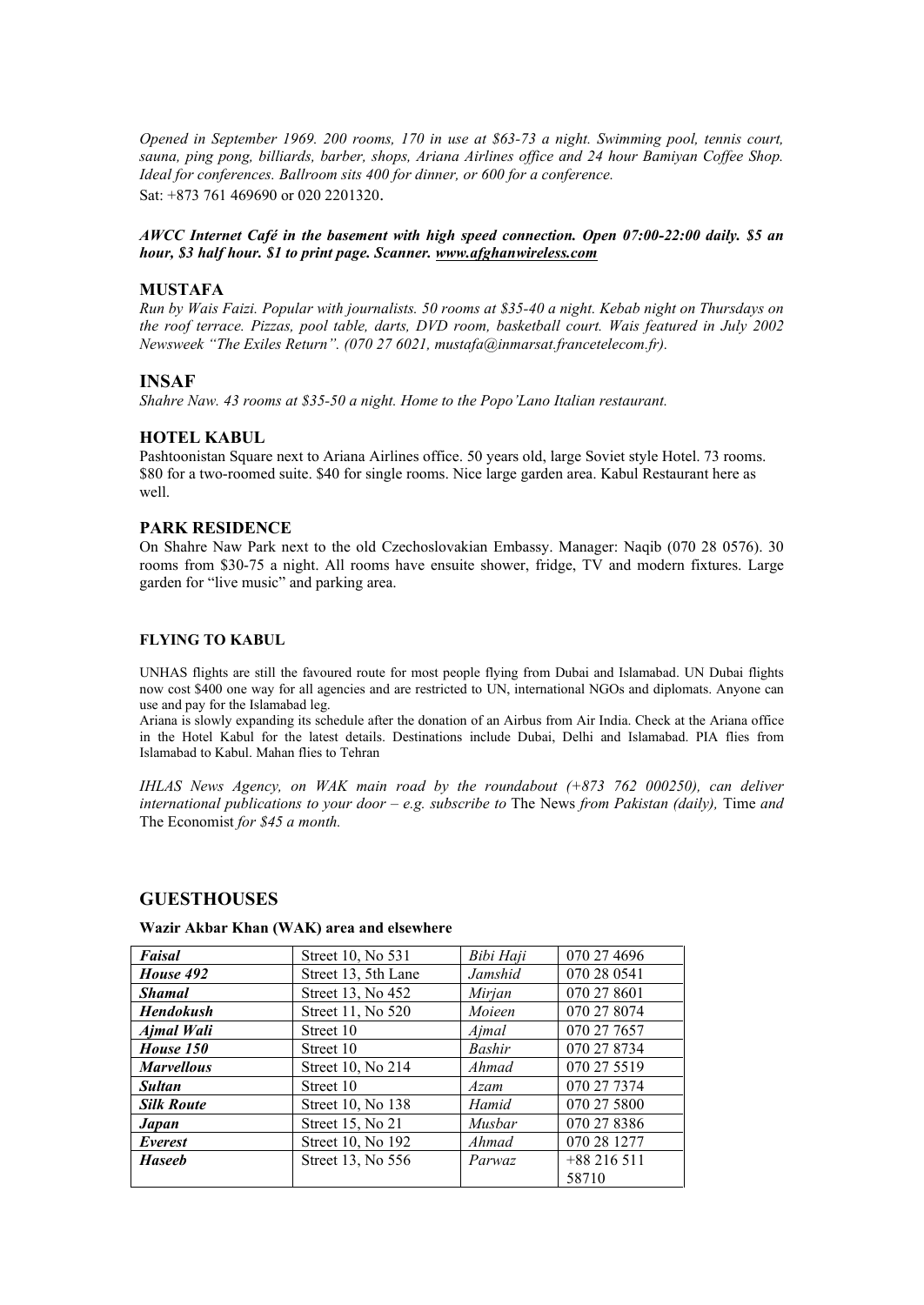*Opened in September 1969. 200 rooms, 170 in use at $63-73 a night. Swimming pool, tennis court, sauna, ping pong, billiards, barber, shops, Ariana Airlines office and 24 hour Bamiyan Coffee Shop. Ideal for conferences. Ballroom sits 400 for dinner, or 600 for a conference.*

Sat: +873 761 469690 or 020 2201320.

***AWCC Internet Café in the basement with high speed connection. Open 07:00-22:00 daily. $5 an hour, $3 half hour. $1 to print page. Scanner. www.afghanwireless.com***

## MUSTAFA

*Run by Wais Faizi. Popular with journalists. 50 rooms at $35-40 a night. Kebab night on Thursdays on the roof terrace. Pizzas, pool table, darts, DVD room, basketball court. Wais featured in July 2002 Newsweek "The Exiles Return". (070 27 6021, mustafa@inmarsat.francetelecom.fr).*

## INSAF

*Shahre Naw. 43 rooms at $35-50 a night. Home to the Popo'Lano Italian restaurant.*

## HOTEL KABUL

Pashtoonistan Square next to Ariana Airlines office. 50 years old, large Soviet style Hotel. 73 rooms. $80 for a two-roomed suite. $40 for single rooms. Nice large garden area. Kabul Restaurant here as well.

## PARK RESIDENCE

On Shahre Naw Park next to the old Czechoslovakian Embassy. Manager: Naqib (070 28 0576). 30 rooms from $30-75 a night. All rooms have ensuite shower, fridge, TV and modern fixtures. Large garden for "live music" and parking area.

### FLYING TO KABUL

UNHAS flights are still the favoured route for most people flying from Dubai and Islamabad. UN Dubai flights now cost $400 one way for all agencies and are restricted to UN, international NGOs and diplomats. Anyone can use and pay for the Islamabad leg.

Ariana is slowly expanding its schedule after the donation of an Airbus from Air India. Check at the Ariana office in the Hotel Kabul for the latest details. Destinations include Dubai, Delhi and Islamabad. PIA flies from Islamabad to Kabul. Mahan flies to Tehran

*IHLAS News Agency, on WAK main road by the roundabout (+873 762 000250), can deliver international publications to your door – e.g. subscribe to* The News *from Pakistan (daily),* Time *and* The Economist *for $45 a month.*

## GUESTHOUSES

**Wazir Akbar Khan (WAK) area and elsewhere**

| Guesthouse | Address | Contact | Phone |
|---|---|---|---|
| ***Faisal*** | Street 10, No 531 | *Bibi Haji* | 070 27 4696 |
| ***House 492*** | Street 13, 5th Lane | *Jamshid* | 070 28 0541 |
| ***Shamal*** | Street 13, No 452 | *Mirjan* | 070 27 8601 |
| ***Hendokush*** | Street 11, No 520 | *Moieen* | 070 27 8074 |
| ***Ajmal Wali*** | Street 10 | *Ajmal* | 070 27 7657 |
| ***House 150*** | Street 10 | *Bashir* | 070 27 8734 |
| ***Marvellous*** | Street 10, No 214 | *Ahmad* | 070 27 5519 |
| ***Sultan*** | Street 10 | *Azam* | 070 27 7374 |
| ***Silk Route*** | Street 10, No 138 | *Hamid* | 070 27 5800 |
| ***Japan*** | Street 15, No 21 | *Musbar* | 070 27 8386 |
| ***Everest*** | Street 10, No 192 | *Ahmad* | 070 28 1277 |
| ***Haseeb*** | Street 13, No 556 | *Parwaz* | +88 216 511 58710 |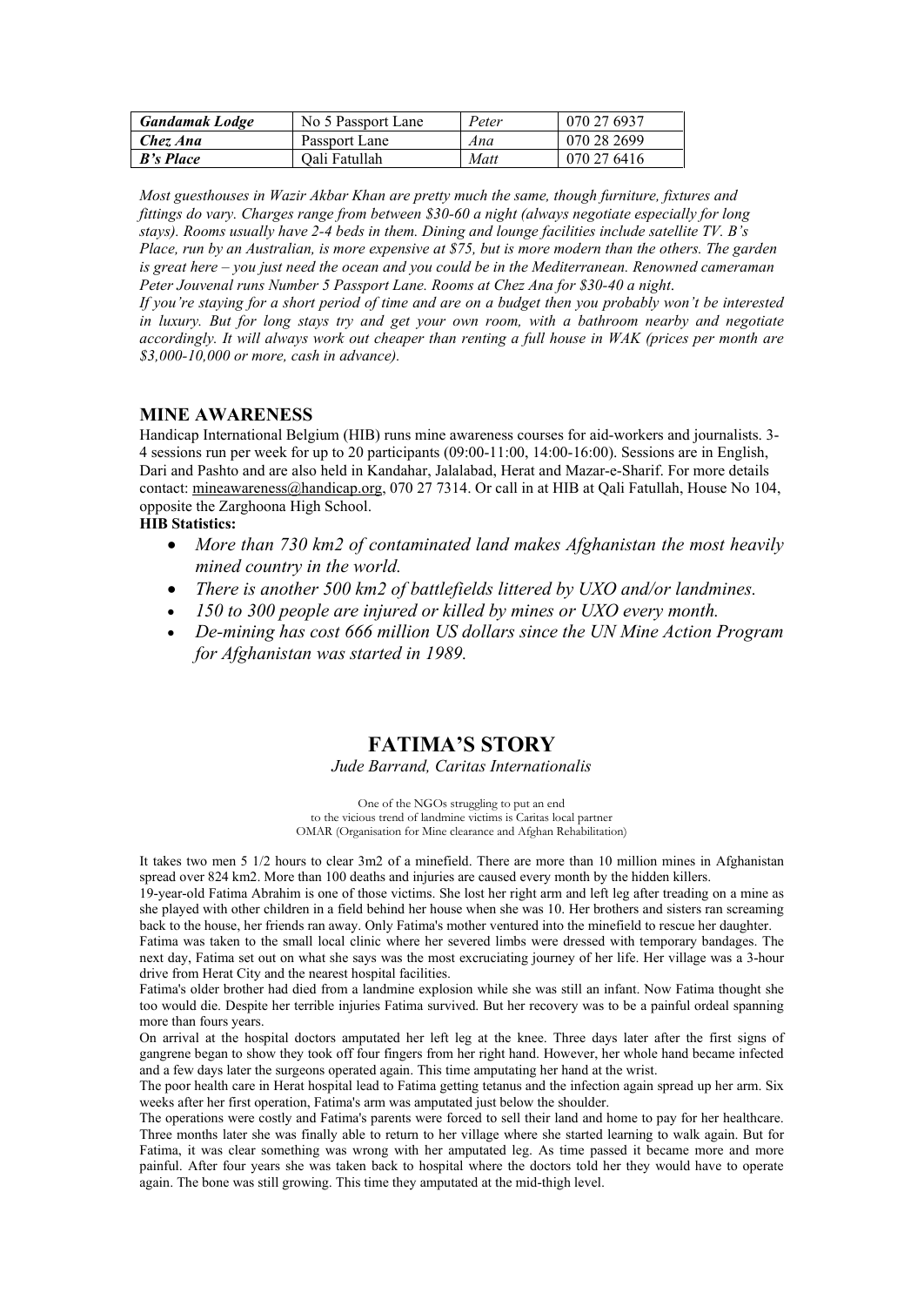| *Gandamak Lodge* | No 5 Passport Lane | *Peter* | 070 27 6937 |
|---|---|---|---|
| *Chez Ana* | Passport Lane | *Ana* | 070 28 2699 |
| *B's Place* | Qali Fatullah | *Matt* | 070 27 6416 |

*Most guesthouses in Wazir Akbar Khan are pretty much the same, though furniture, fixtures and fittings do vary. Charges range from between $30-60 a night (always negotiate especially for long stays). Rooms usually have 2-4 beds in them. Dining and lounge facilities include satellite TV. B's Place, run by an Australian, is more expensive at $75, but is more modern than the others. The garden is great here – you just need the ocean and you could be in the Mediterranean. Renowned cameraman Peter Jouvenal runs Number 5 Passport Lane. Rooms at Chez Ana for $30-40 a night.*

*If you're staying for a short period of time and are on a budget then you probably won't be interested in luxury. But for long stays try and get your own room, with a bathroom nearby and negotiate accordingly. It will always work out cheaper than renting a full house in WAK (prices per month are $3,000-10,000 or more, cash in advance).*

## MINE AWARENESS

Handicap International Belgium (HIB) runs mine awareness courses for aid-workers and journalists. 3-4 sessions run per week for up to 20 participants (09:00-11:00, 14:00-16:00). Sessions are in English, Dari and Pashto and are also held in Kandahar, Jalalabad, Herat and Mazar-e-Sharif. For more details contact: mineawareness@handicap.org, 070 27 7314. Or call in at HIB at Qali Fatullah, House No 104, opposite the Zarghoona High School.

**HIB Statistics:**

- *More than 730 km2 of contaminated land makes Afghanistan the most heavily mined country in the world.*
- *There is another 500 km2 of battlefields littered by UXO and/or landmines.*
- *150 to 300 people are injured or killed by mines or UXO every month.*
- *De-mining has cost 666 million US dollars since the UN Mine Action Program for Afghanistan was started in 1989.*

## FATIMA'S STORY

*Jude Barrand, Caritas Internationalis*

One of the NGOs struggling to put an end to the vicious trend of landmine victims is Caritas local partner OMAR (Organisation for Mine clearance and Afghan Rehabilitation)

It takes two men 5 1/2 hours to clear 3m2 of a minefield. There are more than 10 million mines in Afghanistan spread over 824 km2. More than 100 deaths and injuries are caused every month by the hidden killers.

19-year-old Fatima Abrahim is one of those victims. She lost her right arm and left leg after treading on a mine as she played with other children in a field behind her house when she was 10. Her brothers and sisters ran screaming back to the house, her friends ran away. Only Fatima's mother ventured into the minefield to rescue her daughter.

Fatima was taken to the small local clinic where her severed limbs were dressed with temporary bandages. The next day, Fatima set out on what she says was the most excruciating journey of her life. Her village was a 3-hour drive from Herat City and the nearest hospital facilities.

Fatima's older brother had died from a landmine explosion while she was still an infant. Now Fatima thought she too would die. Despite her terrible injuries Fatima survived. But her recovery was to be a painful ordeal spanning more than fours years.

On arrival at the hospital doctors amputated her left leg at the knee. Three days later after the first signs of gangrene began to show they took off four fingers from her right hand. However, her whole hand became infected and a few days later the surgeons operated again. This time amputating her hand at the wrist.

The poor health care in Herat hospital lead to Fatima getting tetanus and the infection again spread up her arm. Six weeks after her first operation, Fatima's arm was amputated just below the shoulder.

The operations were costly and Fatima's parents were forced to sell their land and home to pay for her healthcare. Three months later she was finally able to return to her village where she started learning to walk again. But for Fatima, it was clear something was wrong with her amputated leg. As time passed it became more and more painful. After four years she was taken back to hospital where the doctors told her they would have to operate again. The bone was still growing. This time they amputated at the mid-thigh level.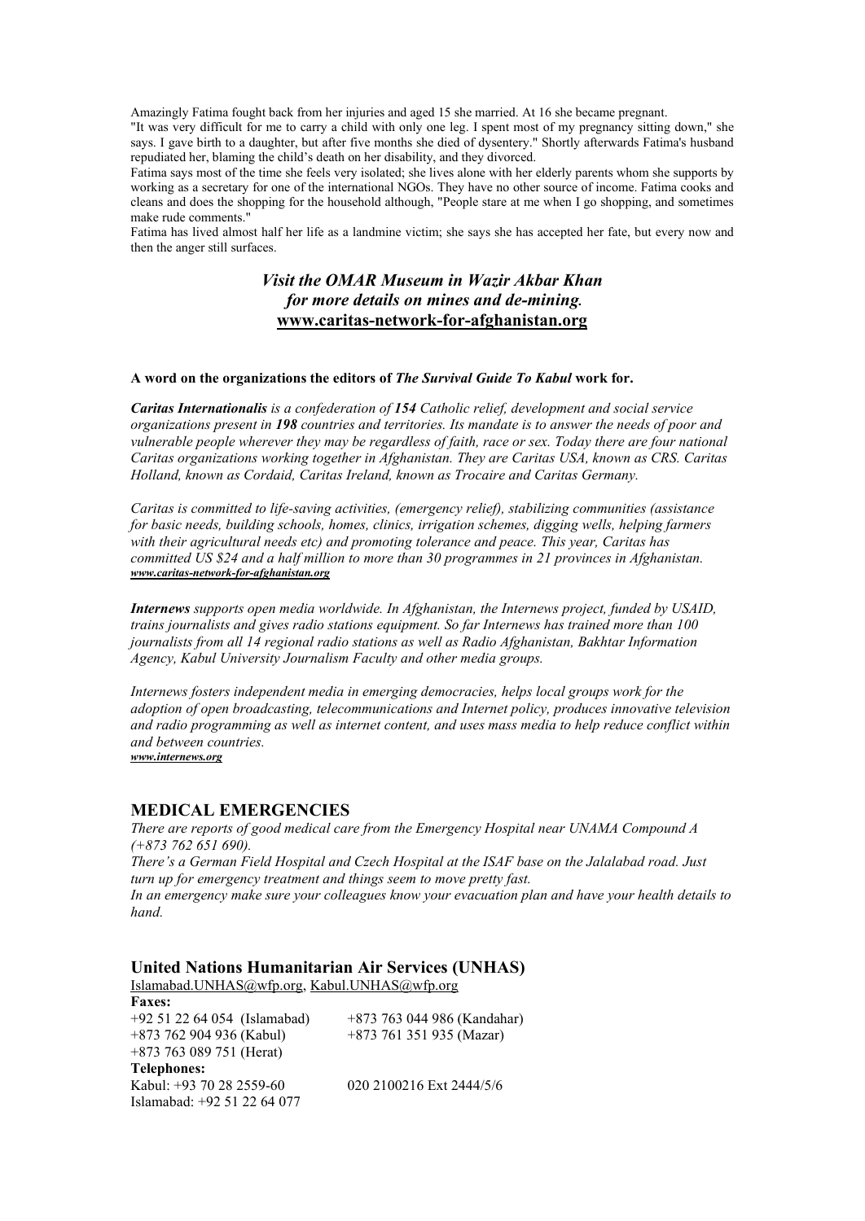Amazingly Fatima fought back from her injuries and aged 15 she married. At 16 she became pregnant.
"It was very difficult for me to carry a child with only one leg. I spent most of my pregnancy sitting down," she says. I gave birth to a daughter, but after five months she died of dysentery." Shortly afterwards Fatima's husband repudiated her, blaming the child's death on her disability, and they divorced.
Fatima says most of the time she feels very isolated; she lives alone with her elderly parents whom she supports by working as a secretary for one of the international NGOs. They have no other source of income. Fatima cooks and cleans and does the shopping for the household although, "People stare at me when I go shopping, and sometimes make rude comments."
Fatima has lived almost half her life as a landmine victim; she says she has accepted her fate, but every now and then the anger still surfaces.

***Visit the OMAR Museum in Wazir Akbar Khan***
***for more details on mines and de-mining.***
**www.caritas-network-for-afghanistan.org**

**A word on the organizations the editors of *The Survival Guide To Kabul* work for.**

***Caritas Internationalis*** *is a confederation of **154** Catholic relief, development and social service organizations present in **198** countries and territories. Its mandate is to answer the needs of poor and vulnerable people wherever they may be regardless of faith, race or sex. Today there are four national Caritas organizations working together in Afghanistan. They are Caritas USA, known as CRS. Caritas Holland, known as Cordaid, Caritas Ireland, known as Trocaire and Caritas Germany.*

*Caritas is committed to life-saving activities, (emergency relief), stabilizing communities (assistance for basic needs, building schools, homes, clinics, irrigation schemes, digging wells, helping farmers with their agricultural needs etc) and promoting tolerance and peace. This year, Caritas has committed US $24 and a half million to more than 30 programmes in 21 provinces in Afghanistan.*
***www.caritas-network-for-afghanistan.org***

***Internews*** *supports open media worldwide. In Afghanistan, the Internews project, funded by USAID, trains journalists and gives radio stations equipment. So far Internews has trained more than 100 journalists from all 14 regional radio stations as well as Radio Afghanistan, Bakhtar Information Agency, Kabul University Journalism Faculty and other media groups.*

*Internews fosters independent media in emerging democracies, helps local groups work for the adoption of open broadcasting, telecommunications and Internet policy, produces innovative television and radio programming as well as internet content, and uses mass media to help reduce conflict within and between countries.*
***www.internews.org***

## MEDICAL EMERGENCIES

*There are reports of good medical care from the Emergency Hospital near UNAMA Compound A (+873 762 651 690).*
*There's a German Field Hospital and Czech Hospital at the ISAF base on the Jalalabad road. Just turn up for emergency treatment and things seem to move pretty fast.*
*In an emergency make sure your colleagues know your evacuation plan and have your health details to hand.*

## United Nations Humanitarian Air Services (UNHAS)

Islamabad.UNHAS@wfp.org, Kabul.UNHAS@wfp.org

**Faxes:**

+92 51 22 64 054 (Islamabad)
+873 763 044 986 (Kandahar)
+873 762 904 936 (Kabul)
+873 761 351 935 (Mazar)
+873 763 089 751 (Herat)

**Telephones:**

Kabul: +93 70 28 2559-60
020 2100216 Ext 2444/5/6
Islamabad: +92 51 22 64 077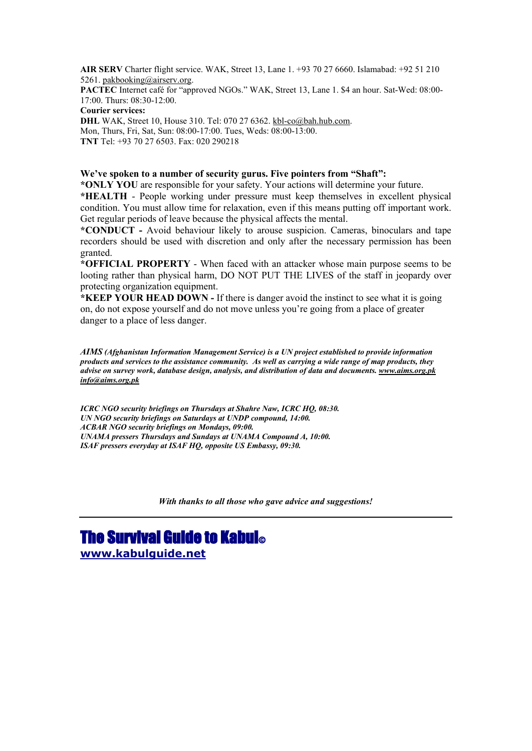**AIR SERV** Charter flight service. WAK, Street 13, Lane 1. +93 70 27 6660. Islamabad: +92 51 210 5261. pakbooking@airserv.org.

**PACTEC** Internet café for "approved NGOs." WAK, Street 13, Lane 1. $4 an hour. Sat-Wed: 08:00-17:00. Thurs: 08:30-12:00.

**Courier services:**

**DHL** WAK, Street 10, House 310. Tel: 070 27 6362. kbl-co@bah.hub.com.
Mon, Thurs, Fri, Sat, Sun: 08:00-17:00. Tues, Weds: 08:00-13:00.

**TNT** Tel: +93 70 27 6503. Fax: 020 290218

**We've spoken to a number of security gurus. Five pointers from "Shaft":**

***ONLY YOU** are responsible for your safety. Your actions will determine your future.

***HEALTH** - People working under pressure must keep themselves in excellent physical condition. You must allow time for relaxation, even if this means putting off important work. Get regular periods of leave because the physical affects the mental.

***CONDUCT -** Avoid behaviour likely to arouse suspicion. Cameras, binoculars and tape recorders should be used with discretion and only after the necessary permission has been granted.

***OFFICIAL PROPERTY** - When faced with an attacker whose main purpose seems to be looting rather than physical harm, DO NOT PUT THE LIVES of the staff in jeopardy over protecting organization equipment.

***KEEP YOUR HEAD DOWN -** If there is danger avoid the instinct to see what it is going on, do not expose yourself and do not move unless you're going from a place of greater danger to a place of less danger.

***AIMS (Afghanistan Information Management Service) is a UN project established to provide information products and services to the assistance community. As well as carrying a wide range of map products, they advise on survey work, database design, analysis, and distribution of data and documents. www.aims.org.pk info@aims.org.pk***

***ICRC NGO security briefings on Thursdays at Shahre Naw, ICRC HQ, 08:30.***
***UN NGO security briefings on Saturdays at UNDP compound, 14:00.***
***ACBAR NGO security briefings on Mondays, 09:00.***
***UNAMA pressers Thursdays and Sundays at UNAMA Compound A, 10:00.***
***ISAF pressers everyday at ISAF HQ, opposite US Embassy, 09:30.***

***With thanks to all those who gave advice and suggestions!***

---

**The Survival Guide to Kabul©**
**www.kabulguide.net**